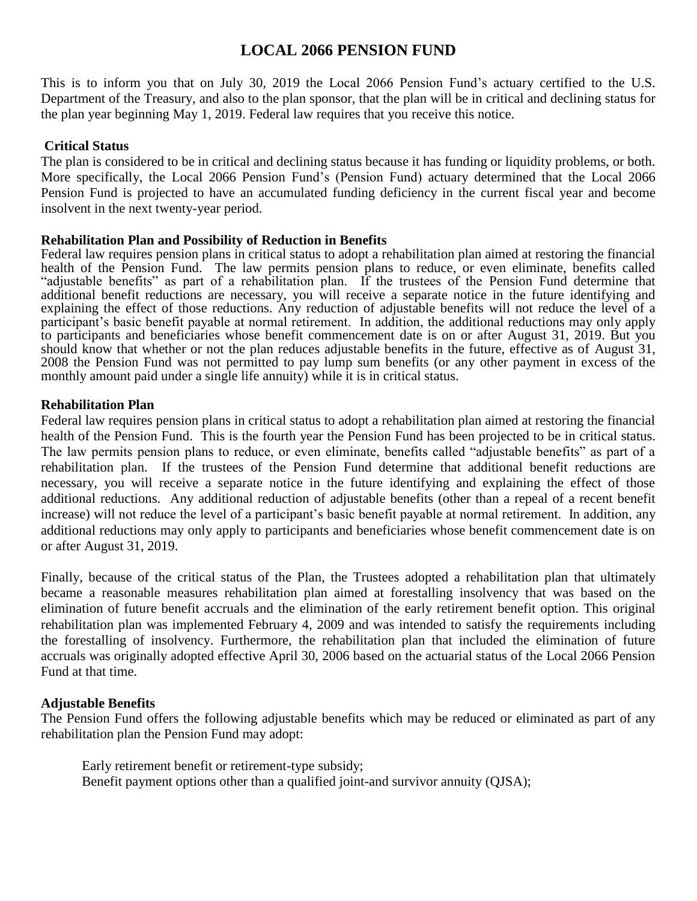# LOCAL 2066 PENSION FUND

This is to inform you that on July 30, 2019 the Local 2066 Pension Fund's actuary certified to the U.S. Department of the Treasury, and also to the plan sponsor, that the plan will be in critical and declining status for the plan year beginning May 1, 2019. Federal law requires that you receive this notice.

**Critical Status**

The plan is considered to be in critical and declining status because it has funding or liquidity problems, or both. More specifically, the Local 2066 Pension Fund's (Pension Fund) actuary determined that the Local 2066 Pension Fund is projected to have an accumulated funding deficiency in the current fiscal year and become insolvent in the next twenty-year period.

**Rehabilitation Plan and Possibility of Reduction in Benefits**

Federal law requires pension plans in critical status to adopt a rehabilitation plan aimed at restoring the financial health of the Pension Fund. The law permits pension plans to reduce, or even eliminate, benefits called "adjustable benefits" as part of a rehabilitation plan. If the trustees of the Pension Fund determine that additional benefit reductions are necessary, you will receive a separate notice in the future identifying and explaining the effect of those reductions. Any reduction of adjustable benefits will not reduce the level of a participant's basic benefit payable at normal retirement. In addition, the additional reductions may only apply to participants and beneficiaries whose benefit commencement date is on or after August 31, 2019. But you should know that whether or not the plan reduces adjustable benefits in the future, effective as of August 31, 2008 the Pension Fund was not permitted to pay lump sum benefits (or any other payment in excess of the monthly amount paid under a single life annuity) while it is in critical status.

**Rehabilitation Plan**

Federal law requires pension plans in critical status to adopt a rehabilitation plan aimed at restoring the financial health of the Pension Fund. This is the fourth year the Pension Fund has been projected to be in critical status. The law permits pension plans to reduce, or even eliminate, benefits called "adjustable benefits" as part of a rehabilitation plan. If the trustees of the Pension Fund determine that additional benefit reductions are necessary, you will receive a separate notice in the future identifying and explaining the effect of those additional reductions. Any additional reduction of adjustable benefits (other than a repeal of a recent benefit increase) will not reduce the level of a participant's basic benefit payable at normal retirement. In addition, any additional reductions may only apply to participants and beneficiaries whose benefit commencement date is on or after August 31, 2019.

Finally, because of the critical status of the Plan, the Trustees adopted a rehabilitation plan that ultimately became a reasonable measures rehabilitation plan aimed at forestalling insolvency that was based on the elimination of future benefit accruals and the elimination of the early retirement benefit option. This original rehabilitation plan was implemented February 4, 2009 and was intended to satisfy the requirements including the forestalling of insolvency. Furthermore, the rehabilitation plan that included the elimination of future accruals was originally adopted effective April 30, 2006 based on the actuarial status of the Local 2066 Pension Fund at that time.

**Adjustable Benefits**

The Pension Fund offers the following adjustable benefits which may be reduced or eliminated as part of any rehabilitation plan the Pension Fund may adopt:

Early retirement benefit or retirement-type subsidy;
Benefit payment options other than a qualified joint-and survivor annuity (QJSA);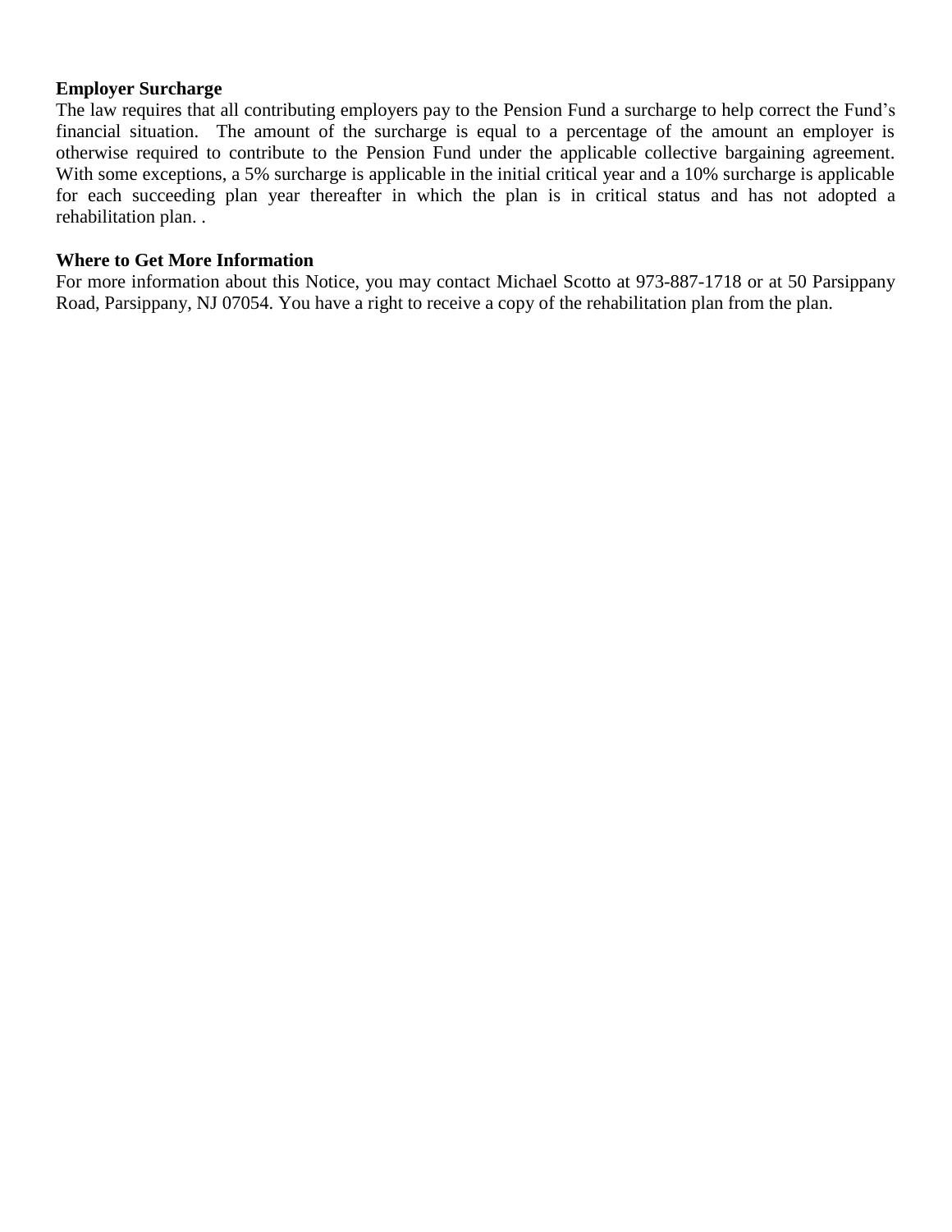**Employer Surcharge**

The law requires that all contributing employers pay to the Pension Fund a surcharge to help correct the Fund's financial situation. The amount of the surcharge is equal to a percentage of the amount an employer is otherwise required to contribute to the Pension Fund under the applicable collective bargaining agreement. With some exceptions, a 5% surcharge is applicable in the initial critical year and a 10% surcharge is applicable for each succeeding plan year thereafter in which the plan is in critical status and has not adopted a rehabilitation plan. .

**Where to Get More Information**

For more information about this Notice, you may contact Michael Scotto at 973-887-1718 or at 50 Parsippany Road, Parsippany, NJ 07054. You have a right to receive a copy of the rehabilitation plan from the plan.